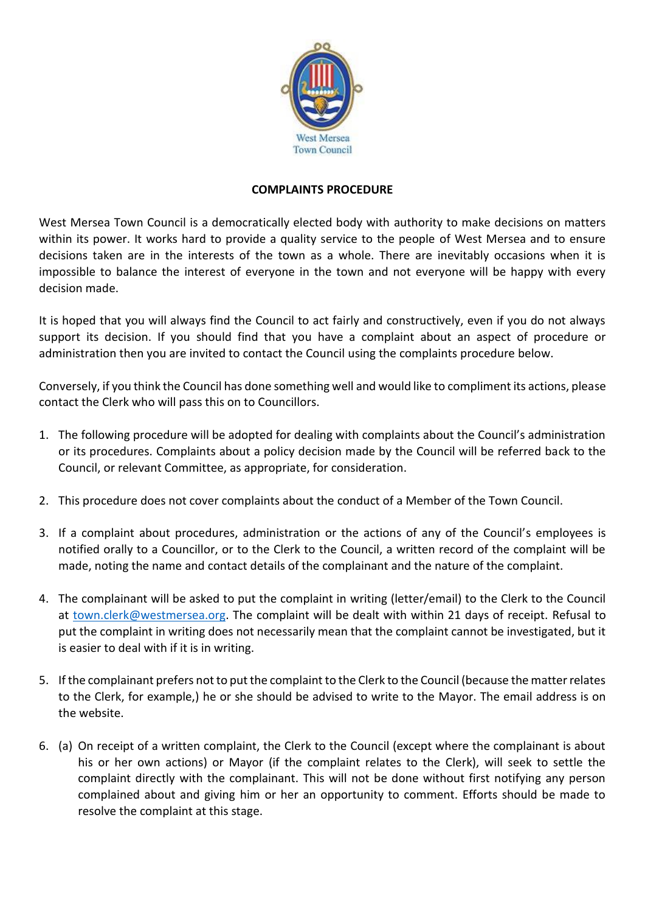West Mersea Town Council

**COMPLAINTS PROCEDURE**

West Mersea Town Council is a democratically elected body with authority to make decisions on matters within its power. It works hard to provide a quality service to the people of West Mersea and to ensure decisions taken are in the interests of the town as a whole. There are inevitably occasions when it is impossible to balance the interest of everyone in the town and not everyone will be happy with every decision made.

It is hoped that you will always find the Council to act fairly and constructively, even if you do not always support its decision. If you should find that you have a complaint about an aspect of procedure or administration then you are invited to contact the Council using the complaints procedure below.

Conversely, if you think the Council has done something well and would like to compliment its actions, please contact the Clerk who will pass this on to Councillors.

1. The following procedure will be adopted for dealing with complaints about the Council's administration or its procedures. Complaints about a policy decision made by the Council will be referred back to the Council, or relevant Committee, as appropriate, for consideration.

2. This procedure does not cover complaints about the conduct of a Member of the Town Council.

3. If a complaint about procedures, administration or the actions of any of the Council's employees is notified orally to a Councillor, or to the Clerk to the Council, a written record of the complaint will be made, noting the name and contact details of the complainant and the nature of the complaint.

4. The complainant will be asked to put the complaint in writing (letter/email) to the Clerk to the Council at town.clerk@westmersea.org. The complaint will be dealt with within 21 days of receipt. Refusal to put the complaint in writing does not necessarily mean that the complaint cannot be investigated, but it is easier to deal with if it is in writing.

5. If the complainant prefers not to put the complaint to the Clerk to the Council (because the matter relates to the Clerk, for example,) he or she should be advised to write to the Mayor. The email address is on the website.

6. (a) On receipt of a written complaint, the Clerk to the Council (except where the complainant is about his or her own actions) or Mayor (if the complaint relates to the Clerk), will seek to settle the complaint directly with the complainant. This will not be done without first notifying any person complained about and giving him or her an opportunity to comment. Efforts should be made to resolve the complaint at this stage.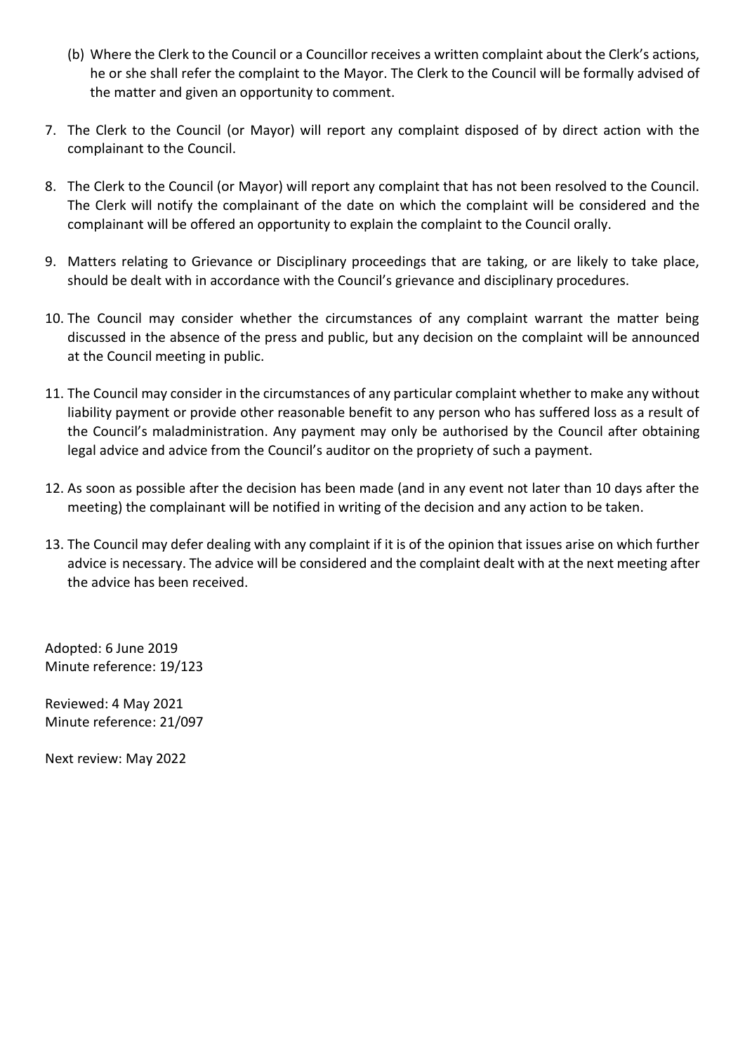(b) Where the Clerk to the Council or a Councillor receives a written complaint about the Clerk's actions, he or she shall refer the complaint to the Mayor. The Clerk to the Council will be formally advised of the matter and given an opportunity to comment.

7. The Clerk to the Council (or Mayor) will report any complaint disposed of by direct action with the complainant to the Council.

8. The Clerk to the Council (or Mayor) will report any complaint that has not been resolved to the Council. The Clerk will notify the complainant of the date on which the complaint will be considered and the complainant will be offered an opportunity to explain the complaint to the Council orally.

9. Matters relating to Grievance or Disciplinary proceedings that are taking, or are likely to take place, should be dealt with in accordance with the Council's grievance and disciplinary procedures.

10. The Council may consider whether the circumstances of any complaint warrant the matter being discussed in the absence of the press and public, but any decision on the complaint will be announced at the Council meeting in public.

11. The Council may consider in the circumstances of any particular complaint whether to make any without liability payment or provide other reasonable benefit to any person who has suffered loss as a result of the Council's maladministration. Any payment may only be authorised by the Council after obtaining legal advice and advice from the Council's auditor on the propriety of such a payment.

12. As soon as possible after the decision has been made (and in any event not later than 10 days after the meeting) the complainant will be notified in writing of the decision and any action to be taken.

13. The Council may defer dealing with any complaint if it is of the opinion that issues arise on which further advice is necessary. The advice will be considered and the complaint dealt with at the next meeting after the advice has been received.

Adopted: 6 June 2019
Minute reference: 19/123

Reviewed: 4 May 2021
Minute reference: 21/097

Next review: May 2022